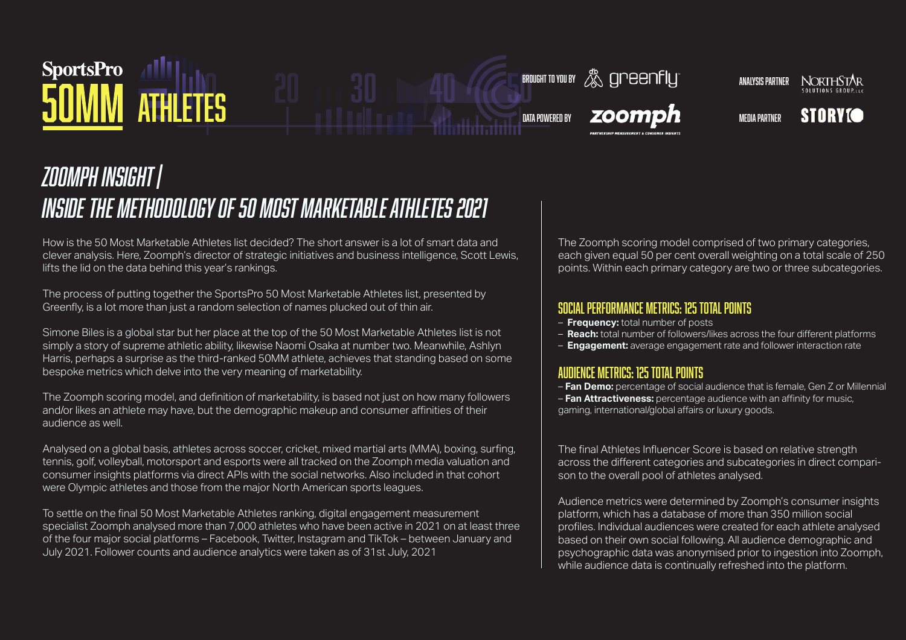SportsPro 50MM ATHLETES

BROUGHT TO YOU BY greenfly

DATA POWERED BY zoomph PARTNERSHIP MEASUREMENT & CONSUMER INSIGHTS

ANALYSIS PARTNER NORTHSTAR SOLUTIONS GROUP, LLC

MEDIA PARTNER STORYI

# ZOOMPH INSIGHT | INSIDE THE METHODOLOGY OF 50 MOST MARKETABLE ATHLETES 2021

How is the 50 Most Marketable Athletes list decided? The short answer is a lot of smart data and clever analysis. Here, Zoomph's director of strategic initiatives and business intelligence, Scott Lewis, lifts the lid on the data behind this year's rankings.

The process of putting together the SportsPro 50 Most Marketable Athletes list, presented by Greenfly, is a lot more than just a random selection of names plucked out of thin air.

Simone Biles is a global star but her place at the top of the 50 Most Marketable Athletes list is not simply a story of supreme athletic ability, likewise Naomi Osaka at number two. Meanwhile, Ashlyn Harris, perhaps a surprise as the third-ranked 50MM athlete, achieves that standing based on some bespoke metrics which delve into the very meaning of marketability.

The Zoomph scoring model, and definition of marketability, is based not just on how many followers and/or likes an athlete may have, but the demographic makeup and consumer affinities of their audience as well.

Analysed on a global basis, athletes across soccer, cricket, mixed martial arts (MMA), boxing, surfing, tennis, golf, volleyball, motorsport and esports were all tracked on the Zoomph media valuation and consumer insights platforms via direct APIs with the social networks. Also included in that cohort were Olympic athletes and those from the major North American sports leagues.

To settle on the final 50 Most Marketable Athletes ranking, digital engagement measurement specialist Zoomph analysed more than 7,000 athletes who have been active in 2021 on at least three of the four major social platforms – Facebook, Twitter, Instagram and TikTok – between January and July 2021. Follower counts and audience analytics were taken as of 31st July, 2021

The Zoomph scoring model comprised of two primary categories, each given equal 50 per cent overall weighting on a total scale of 250 points. Within each primary category are two or three subcategories.

## SOCIAL PERFORMANCE METRICS: 125 TOTAL POINTS

- **Frequency:** total number of posts
- **Reach:** total number of followers/likes across the four different platforms
- **Engagement:** average engagement rate and follower interaction rate

## AUDIENCE METRICS: 125 TOTAL POINTS

- **Fan Demo:** percentage of social audience that is female, Gen Z or Millennial
- **Fan Attractiveness:** percentage audience with an affinity for music, gaming, international/global affairs or luxury goods.

The final Athletes Influencer Score is based on relative strength across the different categories and subcategories in direct comparison to the overall pool of athletes analysed.

Audience metrics were determined by Zoomph's consumer insights platform, which has a database of more than 350 million social profiles. Individual audiences were created for each athlete analysed based on their own social following. All audience demographic and psychographic data was anonymised prior to ingestion into Zoomph, while audience data is continually refreshed into the platform.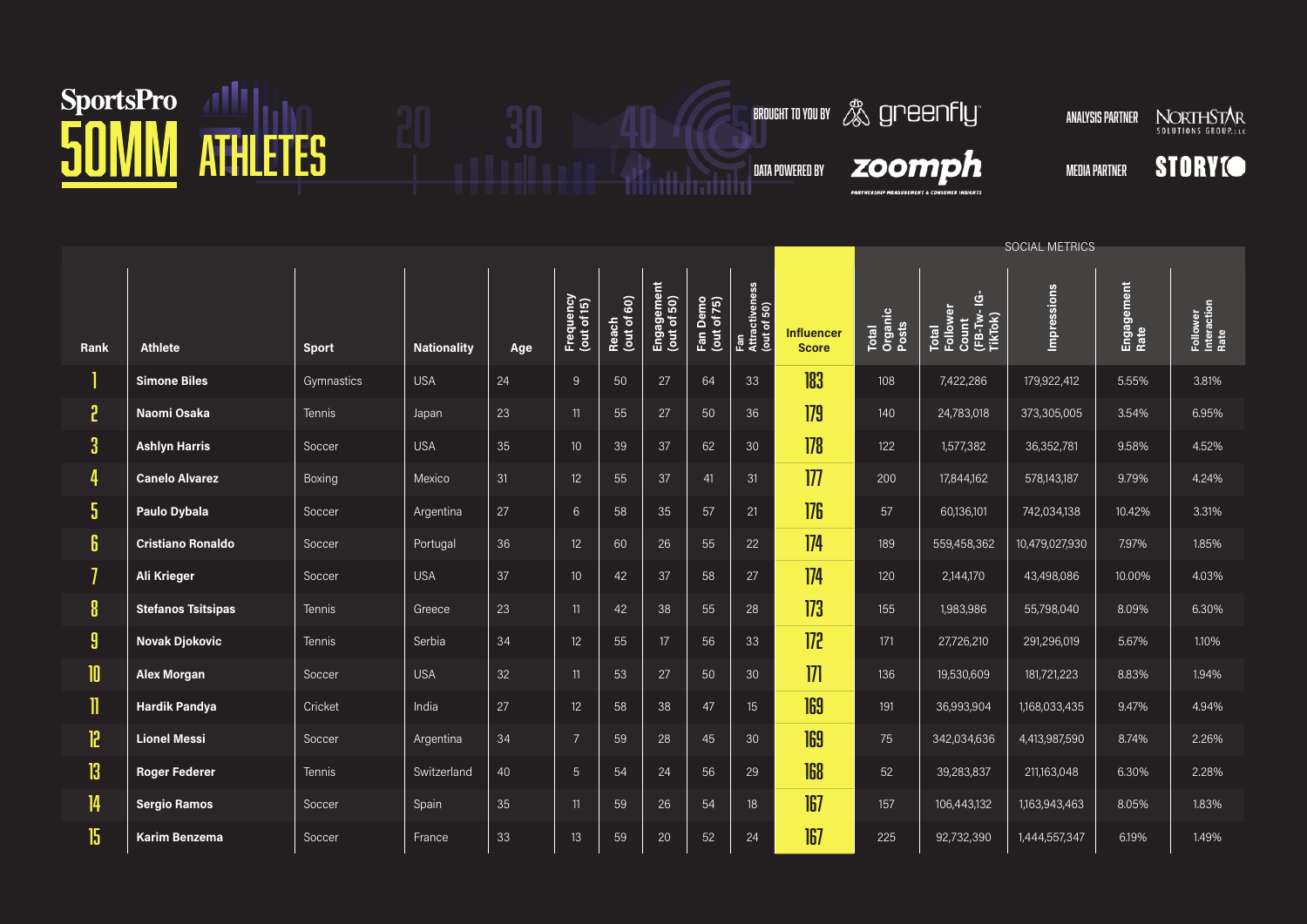# SportsPro 50MM ATHLETES

BROUGHT TO YOU BY greenfly

DATA POWERED BY zoomph

ANALYSIS PARTNER NORTHSTAR SOLUTIONS GROUP, LLC

MEDIA PARTNER STORYI

| Rank | Athlete | Sport | Nationality | Age | Frequency (out of 15) | Reach (out of 60) | Engagement (out of 50) | Fan Demo (out of 75) | Fan Attractiveness (out of 50) | Influencer Score | SOCIAL METRICS | | | | |
|---|---|---|---|---|---|---|---|---|---|---|---|---|---|---|---|
| | | | | | | | | | | | Total Organic Posts | Total Follower Count (FB-Tw- IG- TikTok) | Impressions | Engagement Rate | Follower Interaction Rate |
| 1 | Simone Biles | Gymnastics | USA | 24 | 9 | 50 | 27 | 64 | 33 | 183 | 108 | 7,422,286 | 179,922,412 | 5.55% | 3.81% |
| 2 | Naomi Osaka | Tennis | Japan | 23 | 11 | 55 | 27 | 50 | 36 | 179 | 140 | 24,783,018 | 373,305,005 | 3.54% | 6.95% |
| 3 | Ashlyn Harris | Soccer | USA | 35 | 10 | 39 | 37 | 62 | 30 | 178 | 122 | 1,577,382 | 36,352,781 | 9.58% | 4.52% |
| 4 | Canelo Alvarez | Boxing | Mexico | 31 | 12 | 55 | 37 | 41 | 31 | 177 | 200 | 17,844,162 | 578,143,187 | 9.79% | 4.24% |
| 5 | Paulo Dybala | Soccer | Argentina | 27 | 6 | 58 | 35 | 57 | 21 | 176 | 57 | 60,136,101 | 742,034,138 | 10.42% | 3.31% |
| 6 | Cristiano Ronaldo | Soccer | Portugal | 36 | 12 | 60 | 26 | 55 | 22 | 174 | 189 | 559,458,362 | 10,479,027,930 | 7.97% | 1.85% |
| 7 | Ali Krieger | Soccer | USA | 37 | 10 | 42 | 37 | 58 | 27 | 174 | 120 | 2,144,170 | 43,498,086 | 10.00% | 4.03% |
| 8 | Stefanos Tsitsipas | Tennis | Greece | 23 | 11 | 42 | 38 | 55 | 28 | 173 | 155 | 1,983,986 | 55,798,040 | 8.09% | 6.30% |
| 9 | Novak Djokovic | Tennis | Serbia | 34 | 12 | 55 | 17 | 56 | 33 | 172 | 171 | 27,726,210 | 291,296,019 | 5.67% | 1.10% |
| 10 | Alex Morgan | Soccer | USA | 32 | 11 | 53 | 27 | 50 | 30 | 171 | 136 | 19,530,609 | 181,721,223 | 8.83% | 1.94% |
| 11 | Hardik Pandya | Cricket | India | 27 | 12 | 58 | 38 | 47 | 15 | 169 | 191 | 36,993,904 | 1,168,033,435 | 9.47% | 4.94% |
| 12 | Lionel Messi | Soccer | Argentina | 34 | 7 | 59 | 28 | 45 | 30 | 169 | 75 | 342,034,636 | 4,413,987,590 | 8.74% | 2.26% |
| 13 | Roger Federer | Tennis | Switzerland | 40 | 5 | 54 | 24 | 56 | 29 | 168 | 52 | 39,283,837 | 211,163,048 | 6.30% | 2.28% |
| 14 | Sergio Ramos | Soccer | Spain | 35 | 11 | 59 | 26 | 54 | 18 | 167 | 157 | 106,443,132 | 1,163,943,463 | 8.05% | 1.83% |
| 15 | Karim Benzema | Soccer | France | 33 | 13 | 59 | 20 | 52 | 24 | 167 | 225 | 92,732,390 | 1,444,557,347 | 6.19% | 1.49% |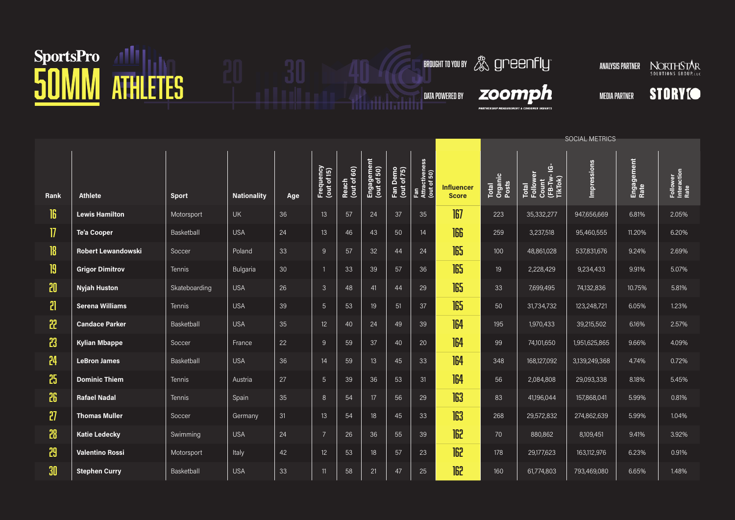# SportsPro 50MM ATHLETES

BROUGHT TO YOU BY greenfly

DATA POWERED BY zoomph — PARTNERSHIP MEASUREMENT & CONSUMER INSIGHTS

ANALYSIS PARTNER NORTHSTAR SOLUTIONS GROUP, LLC

MEDIA PARTNER STORY

| | | | | | | | | | | | SOCIAL METRICS | | | | |
|---|---|---|---|---|---|---|---|---|---|---|---|---|---|---|---|
| Rank | Athlete | Sport | Nationality | Age | Frequency (out of 15) | Reach (out of 60) | Engagement (out of 50) | Fan Demo (out of 75) | Fan Attractiveness (out of 50) | Influencer Score | Total Organic Posts | Total Follower Count (FB-Tw- IG-TikTok) | Impressions | Engagement Rate | Follower Interaction Rate |
| 16 | Lewis Hamilton | Motorsport | UK | 36 | 13 | 57 | 24 | 37 | 35 | 167 | 223 | 35,332,277 | 947,656,669 | 6.81% | 2.05% |
| 17 | Te'a Cooper | Basketball | USA | 24 | 13 | 46 | 43 | 50 | 14 | 166 | 259 | 3,237,518 | 95,460,555 | 11.20% | 6.20% |
| 18 | Robert Lewandowski | Soccer | Poland | 33 | 9 | 57 | 32 | 44 | 24 | 165 | 100 | 48,861,028 | 537,831,676 | 9.24% | 2.69% |
| 19 | Grigor Dimitrov | Tennis | Bulgaria | 30 | 1 | 33 | 39 | 57 | 36 | 165 | 19 | 2,228,429 | 9,234,433 | 9.91% | 5.07% |
| 20 | Nyjah Huston | Skateboarding | USA | 26 | 3 | 48 | 41 | 44 | 29 | 165 | 33 | 7,699,495 | 74,132,836 | 10.75% | 5.81% |
| 21 | Serena Williams | Tennis | USA | 39 | 5 | 53 | 19 | 51 | 37 | 165 | 50 | 31,734,732 | 123,248,721 | 6.05% | 1.23% |
| 22 | Candace Parker | Basketball | USA | 35 | 12 | 40 | 24 | 49 | 39 | 164 | 195 | 1,970,433 | 39,215,502 | 6.16% | 2.57% |
| 23 | Kylian Mbappe | Soccer | France | 22 | 9 | 59 | 37 | 40 | 20 | 164 | 99 | 74,101,650 | 1,951,625,865 | 9.66% | 4.09% |
| 24 | LeBron James | Basketball | USA | 36 | 14 | 59 | 13 | 45 | 33 | 164 | 348 | 168,127,092 | 3,139,249,368 | 4.74% | 0.72% |
| 25 | Dominic Thiem | Tennis | Austria | 27 | 5 | 39 | 36 | 53 | 31 | 164 | 56 | 2,084,808 | 29,093,338 | 8.18% | 5.45% |
| 26 | Rafael Nadal | Tennis | Spain | 35 | 8 | 54 | 17 | 56 | 29 | 163 | 83 | 41,196,044 | 157,868,041 | 5.99% | 0.81% |
| 27 | Thomas Muller | Soccer | Germany | 31 | 13 | 54 | 18 | 45 | 33 | 163 | 268 | 29,572,832 | 274,862,639 | 5.99% | 1.04% |
| 28 | Katie Ledecky | Swimming | USA | 24 | 7 | 26 | 36 | 55 | 39 | 162 | 70 | 880,862 | 8,109,451 | 9.41% | 3.92% |
| 29 | Valentino Rossi | Motorsport | Italy | 42 | 12 | 53 | 18 | 57 | 23 | 162 | 178 | 29,177,623 | 163,112,976 | 6.23% | 0.91% |
| 30 | Stephen Curry | Basketball | USA | 33 | 11 | 58 | 21 | 47 | 25 | 162 | 160 | 61,774,803 | 793,469,080 | 6.65% | 1.48% |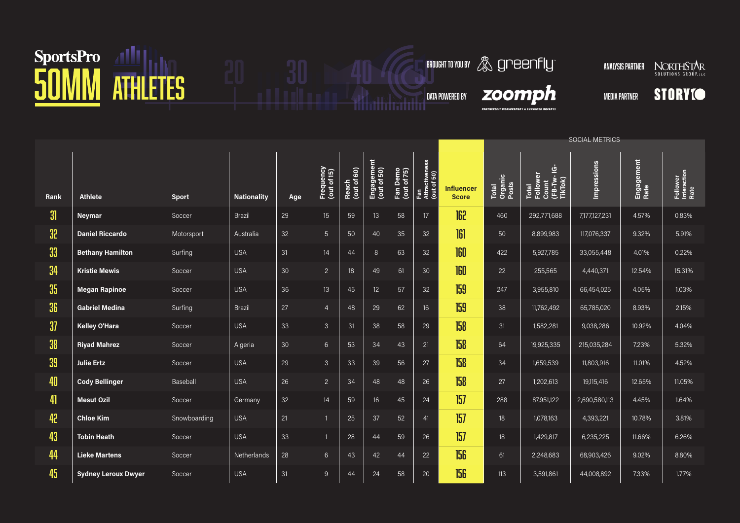# SportsPro 50MM ATHLETES

BROUGHT TO YOU BY greenfly

DATA POWERED BY zoomph — PARTNERSHIP MEASUREMENT & CONSUMER INSIGHTS

ANALYSIS PARTNER NORTHSTAR SOLUTIONS GROUP, LLC

MEDIA PARTNER STORYO

| Rank | Athlete | Sport | Nationality | Age | Frequency (out of 15) | Reach (out of 60) | Engagement (out of 50) | Fan Demo (out of 75) | Fan Attractiveness (out of 50) | Influencer Score | SOCIAL METRICS | | | | |
|---|---|---|---|---|---|---|---|---|---|---|---|---|---|---|---|
| | | | | | | | | | | | Total Organic Posts | Total Follower Count (FB-Tw- IG- TikTok) | Impressions | Engagement Rate | Follower Interaction Rate |
| 31 | Neymar | Soccer | Brazil | 29 | 15 | 59 | 13 | 58 | 17 | 162 | 460 | 292,771,688 | 7,177,127,231 | 4.57% | 0.83% |
| 32 | Daniel Riccardo | Motorsport | Australia | 32 | 5 | 50 | 40 | 35 | 32 | 161 | 50 | 8,899,983 | 117,076,337 | 9.32% | 5.91% |
| 33 | Bethany Hamilton | Surfing | USA | 31 | 14 | 44 | 8 | 63 | 32 | 160 | 422 | 5,927,785 | 33,055,448 | 4.01% | 0.22% |
| 34 | Kristie Mewis | Soccer | USA | 30 | 2 | 18 | 49 | 61 | 30 | 160 | 22 | 255,565 | 4,440,371 | 12.54% | 15.31% |
| 35 | Megan Rapinoe | Soccer | USA | 36 | 13 | 45 | 12 | 57 | 32 | 159 | 247 | 3,955,810 | 66,454,025 | 4.05% | 1.03% |
| 36 | Gabriel Medina | Surfing | Brazil | 27 | 4 | 48 | 29 | 62 | 16 | 159 | 38 | 11,762,492 | 65,785,020 | 8.93% | 2.15% |
| 37 | Kelley O'Hara | Soccer | USA | 33 | 3 | 31 | 38 | 58 | 29 | 158 | 31 | 1,582,281 | 9,038,286 | 10.92% | 4.04% |
| 38 | Riyad Mahrez | Soccer | Algeria | 30 | 6 | 53 | 34 | 43 | 21 | 158 | 64 | 19,925,335 | 215,035,284 | 7.23% | 5.32% |
| 39 | Julie Ertz | Soccer | USA | 29 | 3 | 33 | 39 | 56 | 27 | 158 | 34 | 1,659,539 | 11,803,916 | 11.01% | 4.52% |
| 40 | Cody Bellinger | Baseball | USA | 26 | 2 | 34 | 48 | 48 | 26 | 158 | 27 | 1,202,613 | 19,115,416 | 12.65% | 11.05% |
| 41 | Mesut Ozil | Soccer | Germany | 32 | 14 | 59 | 16 | 45 | 24 | 157 | 288 | 87,951,122 | 2,690,580,113 | 4.45% | 1.64% |
| 42 | Chloe Kim | Snowboarding | USA | 21 | 1 | 25 | 37 | 52 | 41 | 157 | 18 | 1,078,163 | 4,393,221 | 10.78% | 3.81% |
| 43 | Tobin Heath | Soccer | USA | 33 | 1 | 28 | 44 | 59 | 26 | 157 | 18 | 1,429,817 | 6,235,225 | 11.66% | 6.26% |
| 44 | Lieke Martens | Soccer | Netherlands | 28 | 6 | 43 | 42 | 44 | 22 | 156 | 61 | 2,248,683 | 68,903,426 | 9.02% | 8.80% |
| 45 | Sydney Leroux Dwyer | Soccer | USA | 31 | 9 | 44 | 24 | 58 | 20 | 156 | 113 | 3,591,861 | 44,008,892 | 7.33% | 1.77% |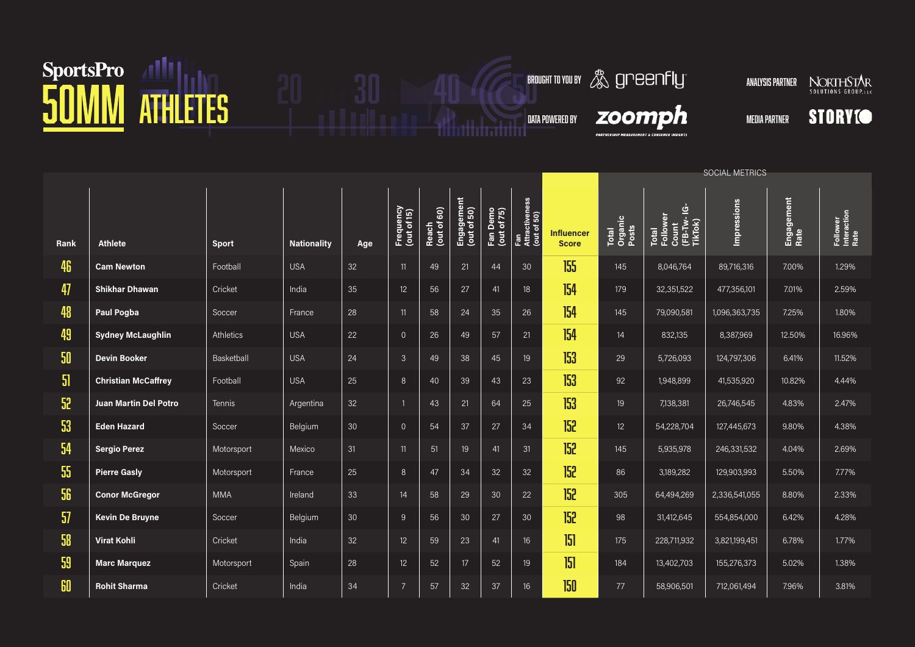# SportsPro 50MM ATHLETES

BROUGHT TO YOU BY greenfly

DATA POWERED BY zoomph — PARTNERSHIP MEASUREMENT & CONSUMER INSIGHTS

ANALYSIS PARTNER NORTHSTAR SOLUTIONS GROUP, LLC

MEDIA PARTNER STORYIO

| Rank | Athlete | Sport | Nationality | Age | Frequency (out of 15) | Reach (out of 60) | Engagement (out of 50) | Fan Demo (out of 75) | Fan Attractiveness (out of 50) | Influencer Score | SOCIAL METRICS: Total Organic Posts | Total Follower Count (FB-Tw- IG-TikTok) | Impressions | Engagement Rate | Follower Interaction Rate |
|---|---|---|---|---|---|---|---|---|---|---|---|---|---|---|---|
| 46 | **Cam Newton** | Football | USA | 32 | 11 | 49 | 21 | 44 | 30 | 155 | 145 | 8,046,764 | 89,716,316 | 7.00% | 1.29% |
| 47 | **Shikhar Dhawan** | Cricket | India | 35 | 12 | 56 | 27 | 41 | 18 | 154 | 179 | 32,351,522 | 477,356,101 | 7.01% | 2.59% |
| 48 | **Paul Pogba** | Soccer | France | 28 | 11 | 58 | 24 | 35 | 26 | 154 | 145 | 79,090,581 | 1,096,363,735 | 7.25% | 1.80% |
| 49 | **Sydney McLaughlin** | Athletics | USA | 22 | 0 | 26 | 49 | 57 | 21 | 154 | 14 | 832,135 | 8,387,969 | 12.50% | 16.96% |
| 50 | **Devin Booker** | Basketball | USA | 24 | 3 | 49 | 38 | 45 | 19 | 153 | 29 | 5,726,093 | 124,797,306 | 6.41% | 11.52% |
| 51 | **Christian McCaffrey** | Football | USA | 25 | 8 | 40 | 39 | 43 | 23 | 153 | 92 | 1,948,899 | 41,535,920 | 10.82% | 4.44% |
| 52 | **Juan Martin Del Potro** | Tennis | Argentina | 32 | 1 | 43 | 21 | 64 | 25 | 153 | 19 | 7,138,381 | 26,746,545 | 4.83% | 2.47% |
| 53 | **Eden Hazard** | Soccer | Belgium | 30 | 0 | 54 | 37 | 27 | 34 | 152 | 12 | 54,228,704 | 127,445,673 | 9.80% | 4.38% |
| 54 | **Sergio Perez** | Motorsport | Mexico | 31 | 11 | 51 | 19 | 41 | 31 | 152 | 145 | 5,935,978 | 246,331,532 | 4.04% | 2.69% |
| 55 | **Pierre Gasly** | Motorsport | France | 25 | 8 | 47 | 34 | 32 | 32 | 152 | 86 | 3,189,282 | 129,903,993 | 5.50% | 7.77% |
| 56 | **Conor McGregor** | MMA | Ireland | 33 | 14 | 58 | 29 | 30 | 22 | 152 | 305 | 64,494,269 | 2,336,541,055 | 8.80% | 2.33% |
| 57 | **Kevin De Bruyne** | Soccer | Belgium | 30 | 9 | 56 | 30 | 27 | 30 | 152 | 98 | 31,412,645 | 554,854,000 | 6.42% | 4.28% |
| 58 | **Virat Kohli** | Cricket | India | 32 | 12 | 59 | 23 | 41 | 16 | 151 | 175 | 228,711,932 | 3,821,199,451 | 6.78% | 1.77% |
| 59 | **Marc Marquez** | Motorsport | Spain | 28 | 12 | 52 | 17 | 52 | 19 | 151 | 184 | 13,402,703 | 155,276,373 | 5.02% | 1.38% |
| 60 | **Rohit Sharma** | Cricket | India | 34 | 7 | 57 | 32 | 37 | 16 | 150 | 77 | 58,906,501 | 712,061,494 | 7.96% | 3.81% |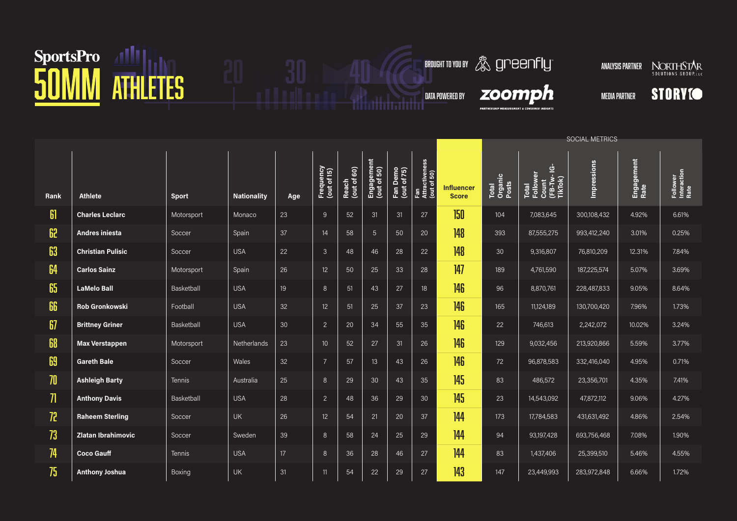# SportsPro 50MM ATHLETES

BROUGHT TO YOU BY greenfly

DATA POWERED BY zoomph — PARTNERSHIP MEASUREMENT & CONSUMER INSIGHTS

ANALYSIS PARTNER NORTHSTAR SOLUTIONS GROUP, LLC

MEDIA PARTNER STORYIO

| Rank | Athlete | Sport | Nationality | Age | Frequency (out of 15) | Reach (out of 60) | Engagement (out of 50) | Fan Demo (out of 75) | Fan Attractiveness (out of 50) | Influencer Score | SOCIAL METRICS | | | | |
|---|---|---|---|---|---|---|---|---|---|---|---|---|---|---|---|
| | | | | | | | | | | | Total Organic Posts | Total Follower Count (FB-Tw- IG- TikTok) | Impressions | Engagement Rate | Follower Interaction Rate |
| 61 | Charles Leclarc | Motorsport | Monaco | 23 | 9 | 52 | 31 | 31 | 27 | 150 | 104 | 7,083,645 | 300,108,432 | 4.92% | 6.61% |
| 62 | Andres iniesta | Soccer | Spain | 37 | 14 | 58 | 5 | 50 | 20 | 148 | 393 | 87,555,275 | 993,412,240 | 3.01% | 0.25% |
| 63 | Christian Pulisic | Soccer | USA | 22 | 3 | 48 | 46 | 28 | 22 | 148 | 30 | 9,316,807 | 76,810,209 | 12.31% | 7.84% |
| 64 | Carlos Sainz | Motorsport | Spain | 26 | 12 | 50 | 25 | 33 | 28 | 147 | 189 | 4,761,590 | 187,225,574 | 5.07% | 3.69% |
| 65 | LaMelo Ball | Basketball | USA | 19 | 8 | 51 | 43 | 27 | 18 | 146 | 96 | 8,870,761 | 228,487,833 | 9.05% | 8.64% |
| 66 | Rob Gronkowski | Football | USA | 32 | 12 | 51 | 25 | 37 | 23 | 146 | 165 | 11,124,189 | 130,700,420 | 7.96% | 1.73% |
| 67 | Brittney Griner | Basketball | USA | 30 | 2 | 20 | 34 | 55 | 35 | 146 | 22 | 746,613 | 2,242,072 | 10.02% | 3.24% |
| 68 | Max Verstappen | Motorsport | Netherlands | 23 | 10 | 52 | 27 | 31 | 26 | 146 | 129 | 9,032,456 | 213,920,866 | 5.59% | 3.77% |
| 69 | Gareth Bale | Soccer | Wales | 32 | 7 | 57 | 13 | 43 | 26 | 146 | 72 | 96,878,583 | 332,416,040 | 4.95% | 0.71% |
| 70 | Ashleigh Barty | Tennis | Australia | 25 | 8 | 29 | 30 | 43 | 35 | 145 | 83 | 486,572 | 23,356,701 | 4.35% | 7.41% |
| 71 | Anthony Davis | Basketball | USA | 28 | 2 | 48 | 36 | 29 | 30 | 145 | 23 | 14,543,092 | 47,872,112 | 9.06% | 4.27% |
| 72 | Raheem Sterling | Soccer | UK | 26 | 12 | 54 | 21 | 20 | 37 | 144 | 173 | 17,784,583 | 431,631,492 | 4.86% | 2.54% |
| 73 | Zlatan Ibrahimovic | Soccer | Sweden | 39 | 8 | 58 | 24 | 25 | 29 | 144 | 94 | 93,197,428 | 693,756,468 | 7.08% | 1.90% |
| 74 | Coco Gauff | Tennis | USA | 17 | 8 | 36 | 28 | 46 | 27 | 144 | 83 | 1,437,406 | 25,399,510 | 5.46% | 4.55% |
| 75 | Anthony Joshua | Boxing | UK | 31 | 11 | 54 | 22 | 29 | 27 | 143 | 147 | 23,449,993 | 283,972,848 | 6.66% | 1.72% |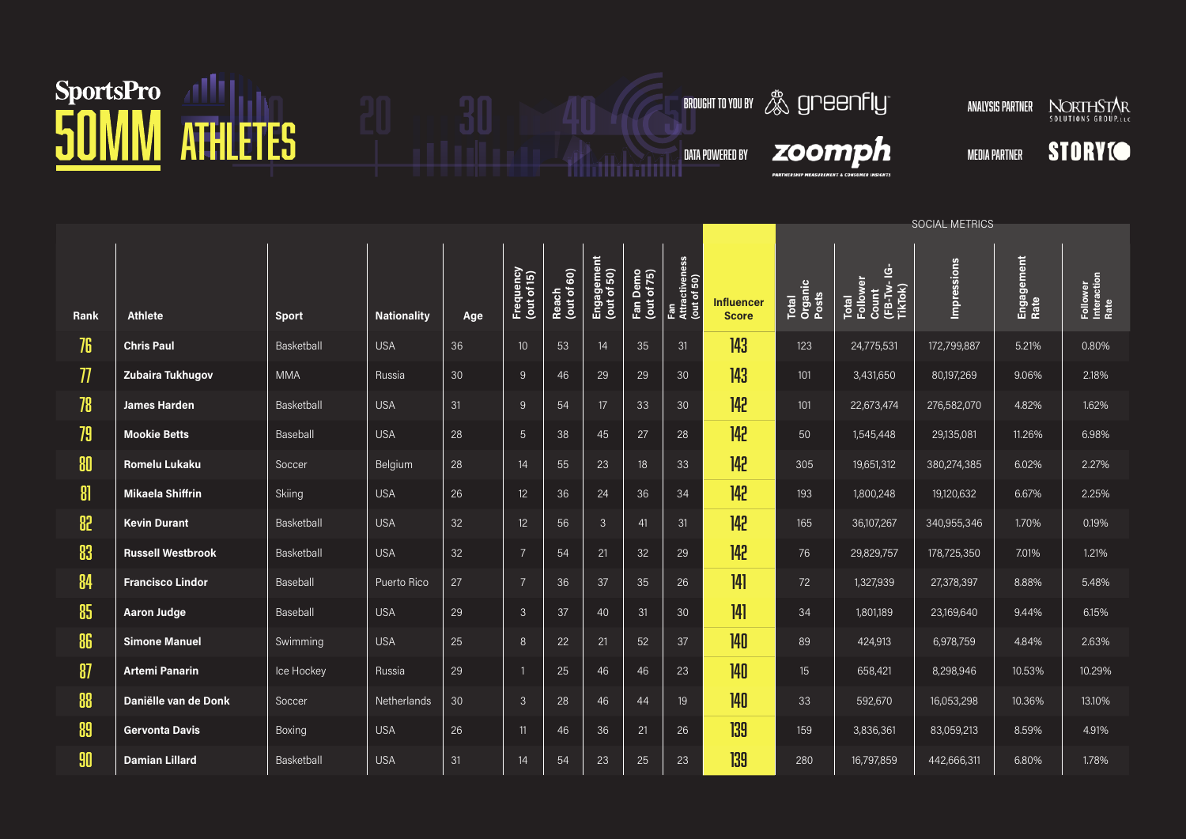# SportsPro 50MM ATHLETES

BROUGHT TO YOU BY greenfly

DATA POWERED BY zoomph — PARTNERSHIP MEASUREMENT & CONSUMER INSIGHTS

ANALYSIS PARTNER NorthStar Solutions Group, LLC

MEDIA PARTNER STORYI

| Rank | Athlete | Sport | Nationality | Age | Frequency (out of 15) | Reach (out of 60) | Engagement (out of 50) | Fan Demo (out of 75) | Fan Attractiveness (out of 50) | Influencer Score | SOCIAL METRICS | | | | |
|---|---|---|---|---|---|---|---|---|---|---|---|---|---|---|---|
| | | | | | | | | | | | Total Organic Posts | Total Follower Count (FB-Tw- IG-TikTok) | Impressions | Engagement Rate | Follower Interaction Rate |
| 76 | Chris Paul | Basketball | USA | 36 | 10 | 53 | 14 | 35 | 31 | 143 | 123 | 24,775,531 | 172,799,887 | 5.21% | 0.80% |
| 77 | Zubaira Tukhugov | MMA | Russia | 30 | 9 | 46 | 29 | 29 | 30 | 143 | 101 | 3,431,650 | 80,197,269 | 9.06% | 2.18% |
| 78 | James Harden | Basketball | USA | 31 | 9 | 54 | 17 | 33 | 30 | 142 | 101 | 22,673,474 | 276,582,070 | 4.82% | 1.62% |
| 79 | Mookie Betts | Baseball | USA | 28 | 5 | 38 | 45 | 27 | 28 | 142 | 50 | 1,545,448 | 29,135,081 | 11.26% | 6.98% |
| 80 | Romelu Lukaku | Soccer | Belgium | 28 | 14 | 55 | 23 | 18 | 33 | 142 | 305 | 19,651,312 | 380,274,385 | 6.02% | 2.27% |
| 81 | Mikaela Shiffrin | Skiing | USA | 26 | 12 | 36 | 24 | 36 | 34 | 142 | 193 | 1,800,248 | 19,120,632 | 6.67% | 2.25% |
| 82 | Kevin Durant | Basketball | USA | 32 | 12 | 56 | 3 | 41 | 31 | 142 | 165 | 36,107,267 | 340,955,346 | 1.70% | 0.19% |
| 83 | Russell Westbrook | Basketball | USA | 32 | 7 | 54 | 21 | 32 | 29 | 142 | 76 | 29,829,757 | 178,725,350 | 7.01% | 1.21% |
| 84 | Francisco Lindor | Baseball | Puerto Rico | 27 | 7 | 36 | 37 | 35 | 26 | 141 | 72 | 1,327,939 | 27,378,397 | 8.88% | 5.48% |
| 85 | Aaron Judge | Baseball | USA | 29 | 3 | 37 | 40 | 31 | 30 | 141 | 34 | 1,801,189 | 23,169,640 | 9.44% | 6.15% |
| 86 | Simone Manuel | Swimming | USA | 25 | 8 | 22 | 21 | 52 | 37 | 140 | 89 | 424,913 | 6,978,759 | 4.84% | 2.63% |
| 87 | Artemi Panarin | Ice Hockey | Russia | 29 | 1 | 25 | 46 | 46 | 23 | 140 | 15 | 658,421 | 8,298,946 | 10.53% | 10.29% |
| 88 | Daniëlle van de Donk | Soccer | Netherlands | 30 | 3 | 28 | 46 | 44 | 19 | 140 | 33 | 592,670 | 16,053,298 | 10.36% | 13.10% |
| 89 | Gervonta Davis | Boxing | USA | 26 | 11 | 46 | 36 | 21 | 26 | 139 | 159 | 3,836,361 | 83,059,213 | 8.59% | 4.91% |
| 90 | Damian Lillard | Basketball | USA | 31 | 14 | 54 | 23 | 25 | 23 | 139 | 280 | 16,797,859 | 442,666,311 | 6.80% | 1.78% |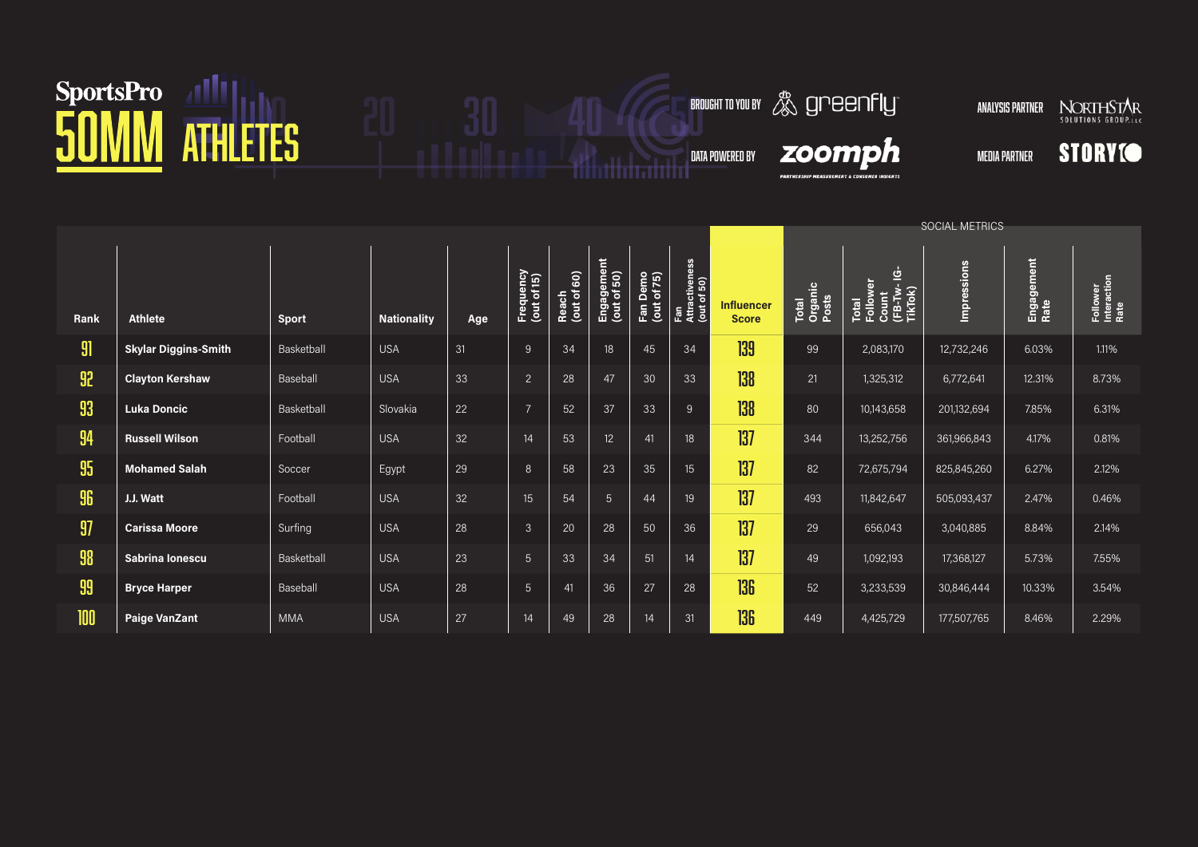# SportsPro 50MM ATHLETES

BROUGHT TO YOU BY greenfly

DATA POWERED BY zoomph — PARTNERSHIP MEASUREMENT & CONSUMER INSIGHTS

ANALYSIS PARTNER NORTHSTAR SOLUTIONS GROUP, LLC

MEDIA PARTNER STORYI

| | | | | | | | | | | | SOCIAL METRICS | | | | |
|---|---|---|---|---|---|---|---|---|---|---|---|---|---|---|---|
| Rank | Athlete | Sport | Nationality | Age | Frequency (out of 15) | Reach (out of 60) | Engagement (out of 50) | Fan Demo (out of 75) | Fan Attractiveness (out of 50) | Influencer Score | Total Organic Posts | Total Follower Count (FB-Tw- IG-TikTok) | Impressions | Engagement Rate | Follower Interaction Rate |
| 91 | Skylar Diggins-Smith | Basketball | USA | 31 | 9 | 34 | 18 | 45 | 34 | 139 | 99 | 2,083,170 | 12,732,246 | 6.03% | 1.11% |
| 92 | Clayton Kershaw | Baseball | USA | 33 | 2 | 28 | 47 | 30 | 33 | 138 | 21 | 1,325,312 | 6,772,641 | 12.31% | 8.73% |
| 93 | Luka Doncic | Basketball | Slovakia | 22 | 7 | 52 | 37 | 33 | 9 | 138 | 80 | 10,143,658 | 201,132,694 | 7.85% | 6.31% |
| 94 | Russell Wilson | Football | USA | 32 | 14 | 53 | 12 | 41 | 18 | 137 | 344 | 13,252,756 | 361,966,843 | 4.17% | 0.81% |
| 95 | Mohamed Salah | Soccer | Egypt | 29 | 8 | 58 | 23 | 35 | 15 | 137 | 82 | 72,675,794 | 825,845,260 | 6.27% | 2.12% |
| 96 | J.J. Watt | Football | USA | 32 | 15 | 54 | 5 | 44 | 19 | 137 | 493 | 11,842,647 | 505,093,437 | 2.47% | 0.46% |
| 97 | Carissa Moore | Surfing | USA | 28 | 3 | 20 | 28 | 50 | 36 | 137 | 29 | 656,043 | 3,040,885 | 8.84% | 2.14% |
| 98 | Sabrina Ionescu | Basketball | USA | 23 | 5 | 33 | 34 | 51 | 14 | 137 | 49 | 1,092,193 | 17,368,127 | 5.73% | 7.55% |
| 99 | Bryce Harper | Baseball | USA | 28 | 5 | 41 | 36 | 27 | 28 | 136 | 52 | 3,233,539 | 30,846,444 | 10.33% | 3.54% |
| 100 | Paige VanZant | MMA | USA | 27 | 14 | 49 | 28 | 14 | 31 | 136 | 449 | 4,425,729 | 177,507,765 | 8.46% | 2.29% |